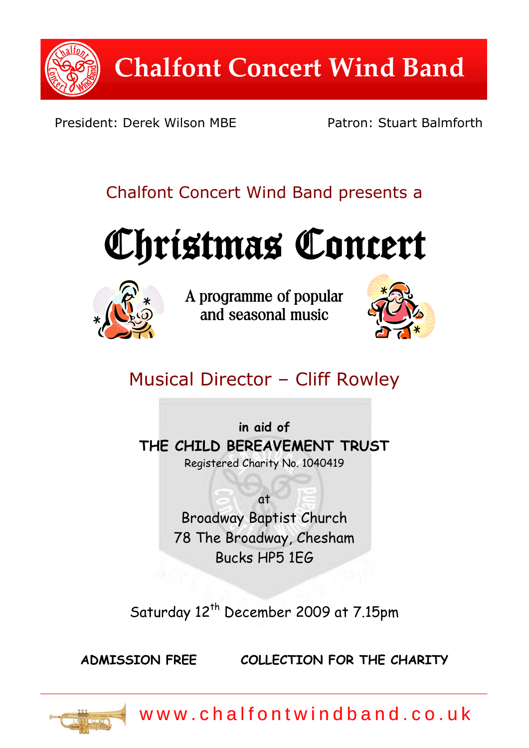# Chalfont Concert Wind Band

President: Derek Wilson MBE

Patron: Stuart Balmforth

Chalfont Concert Wind Band presents a

# Christmas Concert

A programme of popular and seasonal music

## Musical Director – Cliff Rowley

in aid of

**THE CHILD BEREAVEMENT TRUST**

Registered Charity No. 1040419

at

Broadway Baptist Church
78 The Broadway, Chesham
Bucks HP5 1EG

Saturday 12th December 2009 at 7.15pm

**ADMISSION FREE** **COLLECTION FOR THE CHARITY**

www.chalfontwindband.co.uk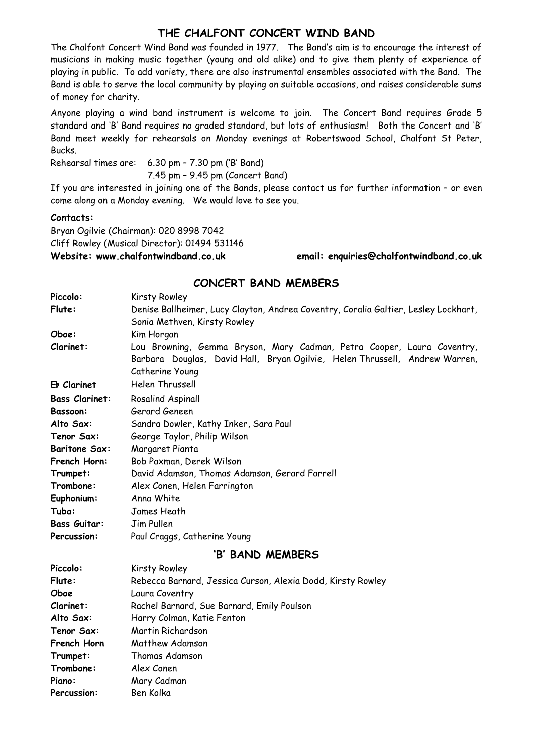# THE CHALFONT CONCERT WIND BAND

The Chalfont Concert Wind Band was founded in 1977. The Band's aim is to encourage the interest of musicians in making music together (young and old alike) and to give them plenty of experience of playing in public. To add variety, there are also instrumental ensembles associated with the Band. The Band is able to serve the local community by playing on suitable occasions, and raises considerable sums of money for charity.

Anyone playing a wind band instrument is welcome to join. The Concert Band requires Grade 5 standard and 'B' Band requires no graded standard, but lots of enthusiasm! Both the Concert and 'B' Band meet weekly for rehearsals on Monday evenings at Robertswood School, Chalfont St Peter, Bucks.

Rehearsal times are: 6.30 pm – 7.30 pm ('B' Band)
7.45 pm – 9.45 pm (Concert Band)

If you are interested in joining one of the Bands, please contact us for further information – or even come along on a Monday evening. We would love to see you.

**Contacts:**

Bryan Ogilvie (Chairman): 020 8998 7042
Cliff Rowley (Musical Director): 01494 531146
**Website: www.chalfontwindband.co.uk** **email: enquiries@chalfontwindband.co.uk**

## CONCERT BAND MEMBERS

| | |
|---|---|
| **Piccolo:** | Kirsty Rowley |
| **Flute:** | Denise Ballheimer, Lucy Clayton, Andrea Coventry, Coralia Galtier, Lesley Lockhart, Sonia Methven, Kirsty Rowley |
| **Oboe:** | Kim Horgan |
| **Clarinet:** | Lou Browning, Gemma Bryson, Mary Cadman, Petra Cooper, Laura Coventry, Barbara Douglas, David Hall, Bryan Ogilvie, Helen Thrussell, Andrew Warren, Catherine Young |
| **E♭ Clarinet** | Helen Thrussell |
| **Bass Clarinet:** | Rosalind Aspinall |
| **Bassoon:** | Gerard Geneen |
| **Alto Sax:** | Sandra Dowler, Kathy Inker, Sara Paul |
| **Tenor Sax:** | George Taylor, Philip Wilson |
| **Baritone Sax:** | Margaret Pianta |
| **French Horn:** | Bob Paxman, Derek Wilson |
| **Trumpet:** | David Adamson, Thomas Adamson, Gerard Farrell |
| **Trombone:** | Alex Conen, Helen Farrington |
| **Euphonium:** | Anna White |
| **Tuba:** | James Heath |
| **Bass Guitar:** | Jim Pullen |
| **Percussion:** | Paul Craggs, Catherine Young |

## 'B' BAND MEMBERS

| | |
|---|---|
| **Piccolo:** | Kirsty Rowley |
| **Flute:** | Rebecca Barnard, Jessica Curson, Alexia Dodd, Kirsty Rowley |
| **Oboe** | Laura Coventry |
| **Clarinet:** | Rachel Barnard, Sue Barnard, Emily Poulson |
| **Alto Sax:** | Harry Colman, Katie Fenton |
| **Tenor Sax:** | Martin Richardson |
| **French Horn** | Matthew Adamson |
| **Trumpet:** | Thomas Adamson |
| **Trombone:** | Alex Conen |
| **Piano:** | Mary Cadman |
| **Percussion:** | Ben Kolka |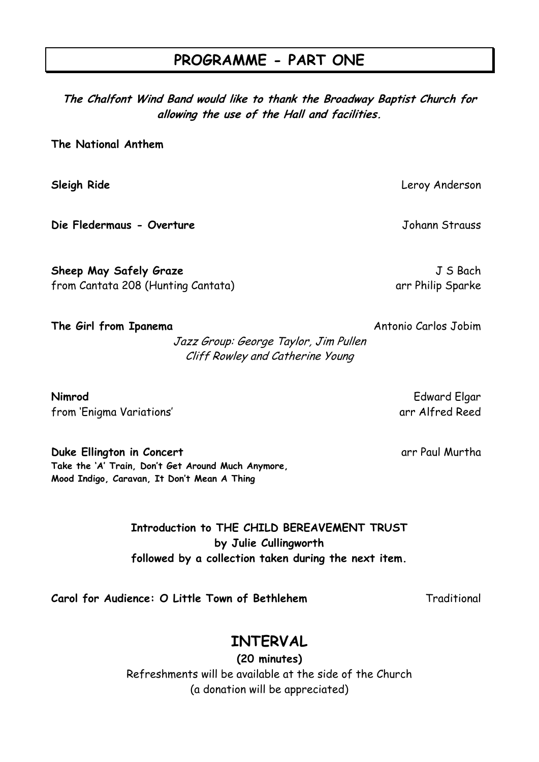# PROGRAMME - PART ONE

***The Chalfont Wind Band would like to thank the Broadway Baptist Church for allowing the use of the Hall and facilities.***

**The National Anthem**

**Sleigh Ride** — Leroy Anderson

**Die Fledermaus - Overture** — Johann Strauss

**Sheep May Safely Graze** — J S Bach
from Cantata 208 (Hunting Cantata) — arr Philip Sparke

**The Girl from Ipanema** — Antonio Carlos Jobim
*Jazz Group: George Taylor, Jim Pullen*
*Cliff Rowley and Catherine Young*

**Nimrod** — Edward Elgar
from 'Enigma Variations' — arr Alfred Reed

**Duke Ellington in Concert** — arr Paul Murtha
**Take the 'A' Train, Don't Get Around Much Anymore, Mood Indigo, Caravan, It Don't Mean A Thing**

**Introduction to THE CHILD BEREAVEMENT TRUST**
**by Julie Cullingworth**
**followed by a collection taken during the next item.**

**Carol for Audience: O Little Town of Bethlehem** — Traditional

## INTERVAL

**(20 minutes)**

Refreshments will be available at the side of the Church
(a donation will be appreciated)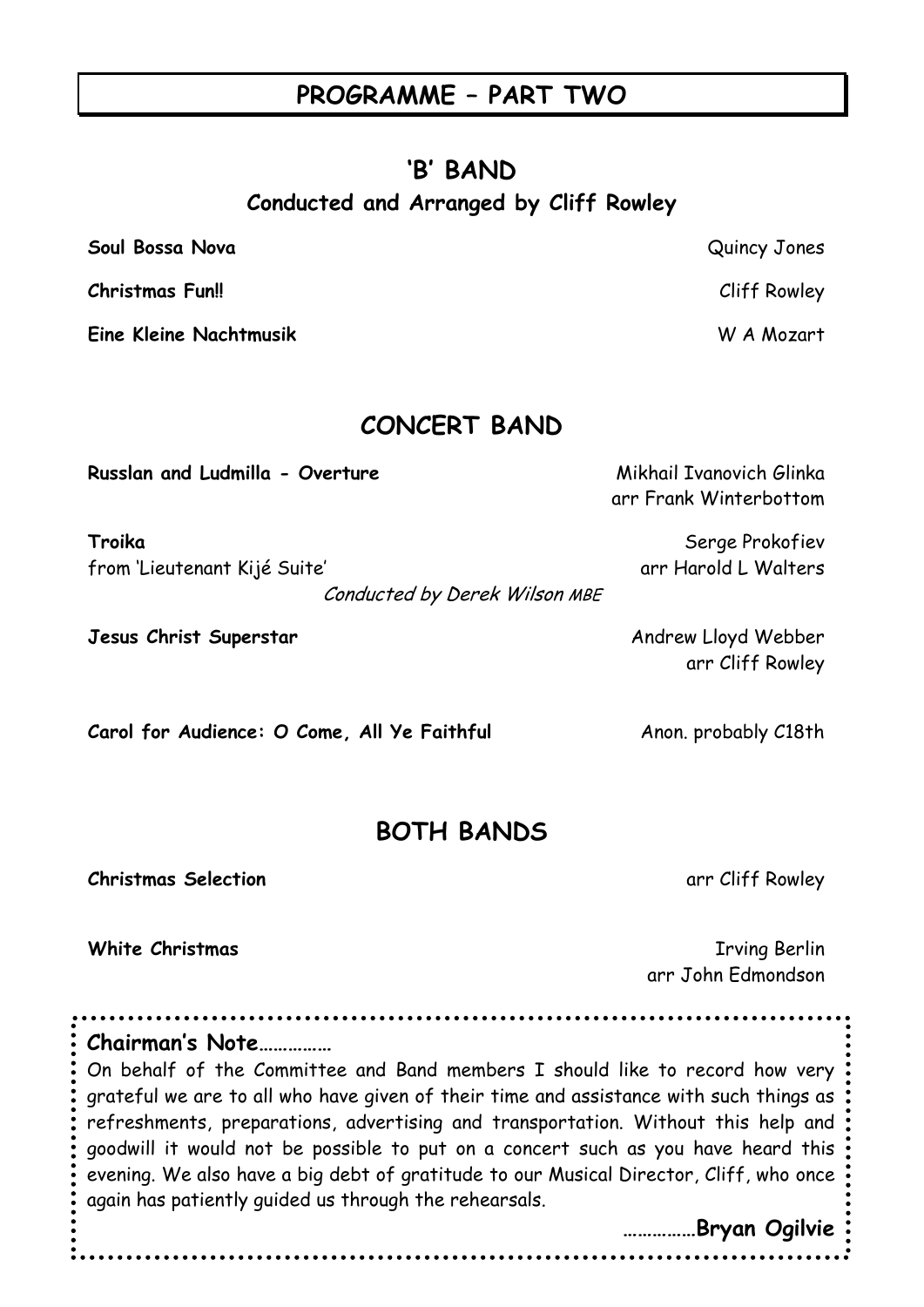# PROGRAMME – PART TWO

## 'B' BAND

### Conducted and Arranged by Cliff Rowley

**Soul Bossa Nova** — Quincy Jones

**Christmas Fun!!** — Cliff Rowley

**Eine Kleine Nachtmusik** — W A Mozart

## CONCERT BAND

**Russlan and Ludmilla - Overture** — Mikhail Ivanovich Glinka
arr Frank Winterbottom

**Troika** — Serge Prokofiev
from 'Lieutenant Kijé Suite' — arr Harold L Walters

*Conducted by Derek Wilson MBE*

**Jesus Christ Superstar** — Andrew Lloyd Webber
arr Cliff Rowley

**Carol for Audience: O Come, All Ye Faithful** — Anon. probably C18th

## BOTH BANDS

**Christmas Selection** — arr Cliff Rowley

**White Christmas** — Irving Berlin
arr John Edmondson

**Chairman's Note……………**

On behalf of the Committee and Band members I should like to record how very grateful we are to all who have given of their time and assistance with such things as refreshments, preparations, advertising and transportation. Without this help and goodwill it would not be possible to put on a concert such as you have heard this evening. We also have a big debt of gratitude to our Musical Director, Cliff, who once again has patiently guided us through the rehearsals.

……………**Bryan Ogilvie**